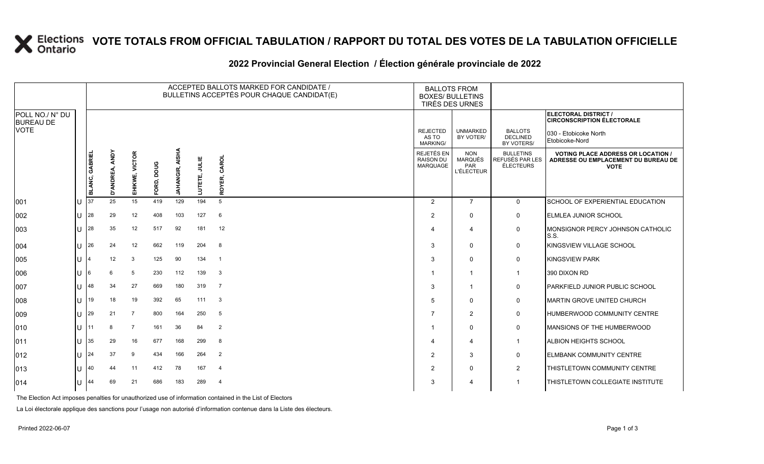# VOTE TOTALS FROM OFFICIAL TABULATION / RAPPORT DU TOTAL DES VOTES DE LA TABULATION OFFICIELLE

## 2022 Provincial General Election / Élection générale provinciale de 2022

ELECTORAL DISTRICT / CIRCONSCRIPTION ÉLECTORALE: 030 - Etobicoke North / Etobicoke-Nord

| POLL NO./ N° DU BUREAU DE VOTE | | ACCEPTED BALLOTS MARKED FOR CANDIDATE / BULLETINS ACCEPTÉS POUR CHAQUE CANDIDAT(E) | | | | | | | BALLOTS FROM BOXES/ BULLETINS TIRÉS DES URNES | | | |
|---|---|---|---|---|---|---|---|---|---|---|---|---|
| | | BLANC, GABRIEL | D'ANDREA, ANDY | EHIKWE, VICTOR | FORD, DOUG | JAHANGIR, AISHA | LUTETE, JULIE | ROYER, CAROL | REJECTED AS TO MARKING/ REJETÉS EN RAISON DU MARQUAGE | UNMARKED BY VOTER/ NON MARQUÉS PAR L'ÉLECTEUR | BALLOTS DECLINED BY VOTERS/ BULLETINS REFUSÉS PAR LES ÉLECTEURS | VOTING PLACE ADDRESS OR LOCATION / ADRESSE OU EMPLACEMENT DU BUREAU DE VOTE |
| 001 | U | 37 | 25 | 15 | 419 | 129 | 194 | 5 | 2 | 7 | 0 | SCHOOL OF EXPERIENTIAL EDUCATION |
| 002 | U | 28 | 29 | 12 | 408 | 103 | 127 | 6 | 2 | 0 | 0 | ELMLEA JUNIOR SCHOOL |
| 003 | U | 28 | 35 | 12 | 517 | 92 | 181 | 12 | 4 | 4 | 0 | MONSIGNOR PERCY JOHNSON CATHOLIC S.S. |
| 004 | U | 26 | 24 | 12 | 662 | 119 | 204 | 8 | 3 | 0 | 0 | KINGSVIEW VILLAGE SCHOOL |
| 005 | U | 4 | 12 | 3 | 125 | 90 | 134 | 1 | 3 | 0 | 0 | KINGSVIEW PARK |
| 006 | U | 6 | 6 | 5 | 230 | 112 | 139 | 3 | 1 | 1 | 1 | 390 DIXON RD |
| 007 | U | 48 | 34 | 27 | 669 | 180 | 319 | 7 | 3 | 1 | 0 | PARKFIELD JUNIOR PUBLIC SCHOOL |
| 008 | U | 19 | 18 | 19 | 392 | 65 | 111 | 3 | 5 | 0 | 0 | MARTIN GROVE UNITED CHURCH |
| 009 | U | 29 | 21 | 7 | 800 | 164 | 250 | 5 | 7 | 2 | 0 | HUMBERWOOD COMMUNITY CENTRE |
| 010 | U | 11 | 8 | 7 | 161 | 36 | 84 | 2 | 1 | 0 | 0 | MANSIONS OF THE HUMBERWOOD |
| 011 | U | 35 | 29 | 16 | 677 | 168 | 299 | 8 | 4 | 4 | 1 | ALBION HEIGHTS SCHOOL |
| 012 | U | 24 | 37 | 9 | 434 | 166 | 264 | 2 | 2 | 3 | 0 | ELMBANK COMMUNITY CENTRE |
| 013 | U | 40 | 44 | 11 | 412 | 78 | 167 | 4 | 2 | 0 | 2 | THISTLETOWN COMMUNITY CENTRE |
| 014 | U | 44 | 69 | 21 | 686 | 183 | 289 | 4 | 3 | 4 | 1 | THISTLETOWN COLLEGIATE INSTITUTE |

The Election Act imposes penalties for unauthorized use of information contained in the List of Electors

La Loi électorale applique des sanctions pour l'usage non autorisé d'information contenue dans la Liste des électeurs.

Printed 2022-06-07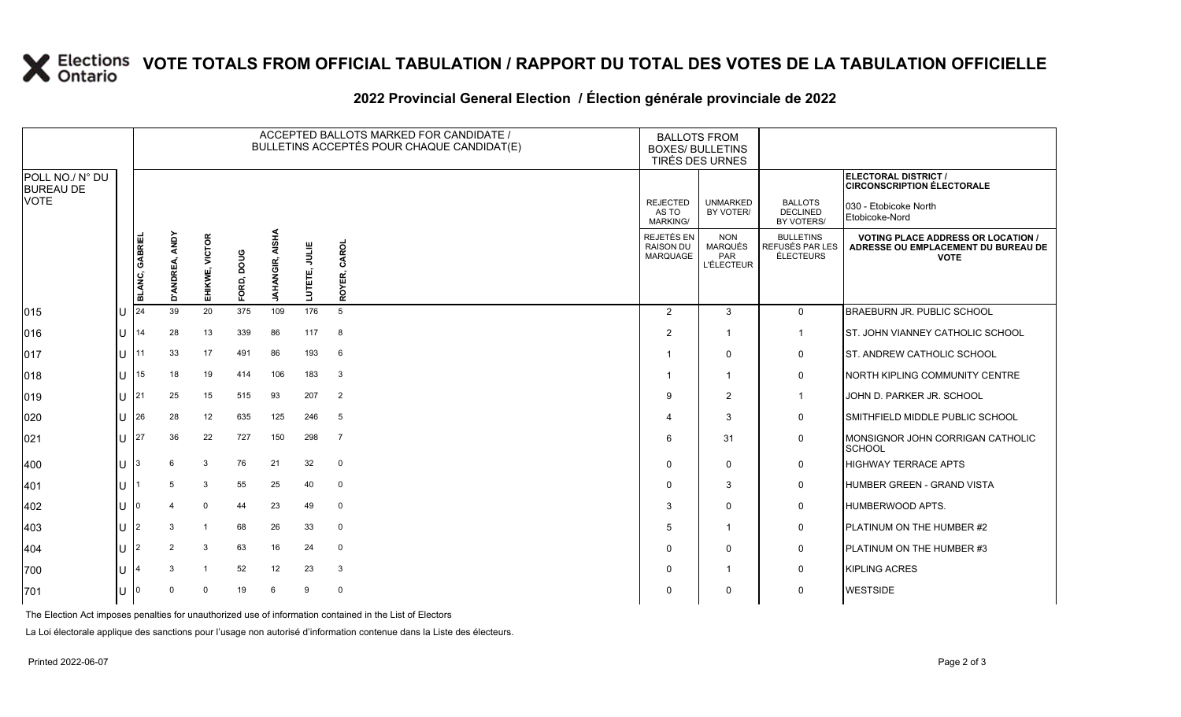# VOTE TOTALS FROM OFFICIAL TABULATION / RAPPORT DU TOTAL DES VOTES DE LA TABULATION OFFICIELLE

## 2022 Provincial General Election / Élection générale provinciale de 2022

| POLL NO./ N° DU BUREAU DE VOTE | | ACCEPTED BALLOTS MARKED FOR CANDIDATE / BULLETINS ACCEPTÉS POUR CHAQUE CANDIDAT(E) | | | | | | | BALLOTS FROM BOXES/ BULLETINS TIRÉS DES URNES | | | ELECTORAL DISTRICT / CIRCONSCRIPTION ÉLECTORALE 030 - Etobicoke North Etobicoke-Nord |
|---|---|---|---|---|---|---|---|---|---|---|---|---|
| | | BLANC, GABRIEL | D'ANDREA, ANDY | EHIKWE, VICTOR | FORD, DOUG | JAHANGIR, AISHA | LUTETE, JULIE | ROYER, CAROL | REJECTED AS TO MARKING/ REJETÉS EN RAISON DU MARQUAGE | UNMARKED BY VOTER/ NON MARQUÉS PAR L'ÉLECTEUR | BALLOTS DECLINED BY VOTERS/ BULLETINS REFUSÉS PAR LES ÉLECTEURS | VOTING PLACE ADDRESS OR LOCATION / ADRESSE OU EMPLACEMENT DU BUREAU DE VOTE |
| 015 | U | 24 | 39 | 20 | 375 | 109 | 176 | 5 | 2 | 3 | 0 | BRAEBURN JR. PUBLIC SCHOOL |
| 016 | U | 14 | 28 | 13 | 339 | 86 | 117 | 8 | 2 | 1 | 1 | ST. JOHN VIANNEY CATHOLIC SCHOOL |
| 017 | U | 11 | 33 | 17 | 491 | 86 | 193 | 6 | 1 | 0 | 0 | ST. ANDREW CATHOLIC SCHOOL |
| 018 | U | 15 | 18 | 19 | 414 | 106 | 183 | 3 | 1 | 1 | 0 | NORTH KIPLING COMMUNITY CENTRE |
| 019 | U | 21 | 25 | 15 | 515 | 93 | 207 | 2 | 9 | 2 | 1 | JOHN D. PARKER JR. SCHOOL |
| 020 | U | 26 | 28 | 12 | 635 | 125 | 246 | 5 | 4 | 3 | 0 | SMITHFIELD MIDDLE PUBLIC SCHOOL |
| 021 | U | 27 | 36 | 22 | 727 | 150 | 298 | 7 | 6 | 31 | 0 | MONSIGNOR JOHN CORRIGAN CATHOLIC SCHOOL |
| 400 | U | 3 | 6 | 3 | 76 | 21 | 32 | 0 | 0 | 0 | 0 | HIGHWAY TERRACE APTS |
| 401 | U | 1 | 5 | 3 | 55 | 25 | 40 | 0 | 0 | 3 | 0 | HUMBER GREEN - GRAND VISTA |
| 402 | U | 0 | 4 | 0 | 44 | 23 | 49 | 0 | 3 | 0 | 0 | HUMBERWOOD APTS. |
| 403 | U | 2 | 3 | 1 | 68 | 26 | 33 | 0 | 5 | 1 | 0 | PLATINUM ON THE HUMBER #2 |
| 404 | U | 2 | 2 | 3 | 63 | 16 | 24 | 0 | 0 | 0 | 0 | PLATINUM ON THE HUMBER #3 |
| 700 | U | 4 | 3 | 1 | 52 | 12 | 23 | 3 | 0 | 1 | 0 | KIPLING ACRES |
| 701 | U | 0 | 0 | 0 | 19 | 6 | 9 | 0 | 0 | 0 | 0 | WESTSIDE |

The Election Act imposes penalties for unauthorized use of information contained in the List of Electors

La Loi électorale applique des sanctions pour l'usage non autorisé d'information contenue dans la Liste des électeurs.

Printed 2022-06-07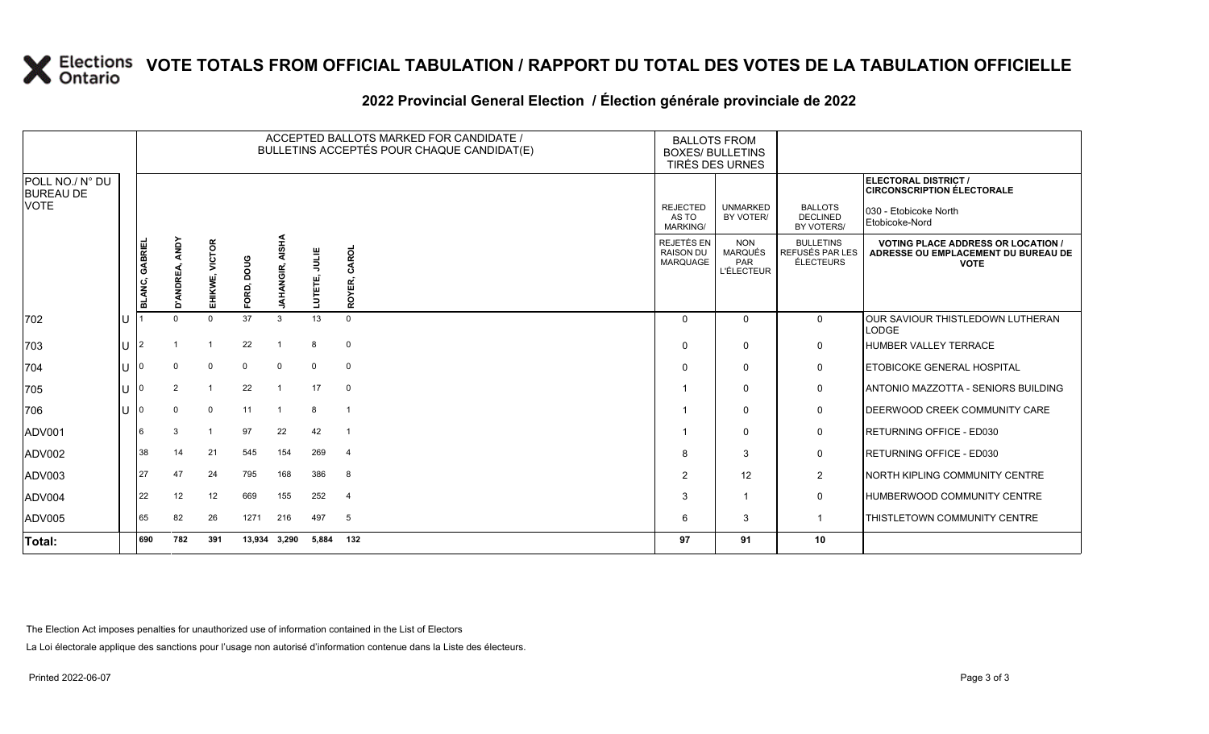# VOTE TOTALS FROM OFFICIAL TABULATION / RAPPORT DU TOTAL DES VOTES DE LA TABULATION OFFICIELLE

## 2022 Provincial General Election / Élection générale provinciale de 2022

| POLL NO./ N° DU BUREAU DE VOTE | | ACCEPTED BALLOTS MARKED FOR CANDIDATE / BULLETINS ACCEPTÉS POUR CHAQUE CANDIDAT(E) | | | | | | | BALLOTS FROM BOXES/ BULLETINS TIRÉS DES URNES | | | ELECTORAL DISTRICT / CIRCONSCRIPTION ÉLECTORALE 030 - Etobicoke North Etobicoke-Nord |
|---|---|---|---|---|---|---|---|---|---|---|---|---|
| | | BLANC, GABRIEL | D'ANDREA, ANDY | EHIKWE, VICTOR | FORD, DOUG | JAHANGIR, AISHA | LUTETE, JULIE | ROYER, CAROL | REJECTED AS TO MARKING/ REJETÉS EN RAISON DU MARQUAGE | UNMARKED BY VOTER/ NON MARQUÉS PAR L'ÉLECTEUR | BALLOTS DECLINED BY VOTERS/ BULLETINS REFUSÉS PAR LES ÉLECTEURS | VOTING PLACE ADDRESS OR LOCATION / ADRESSE OU EMPLACEMENT DU BUREAU DE VOTE |
| 702 | U | 1 | 0 | 0 | 37 | 3 | 13 | 0 | 0 | 0 | 0 | OUR SAVIOUR THISTLEDOWN LUTHERAN LODGE |
| 703 | U | 2 | 1 | 1 | 22 | 1 | 8 | 0 | 0 | 0 | 0 | HUMBER VALLEY TERRACE |
| 704 | U | 0 | 0 | 0 | 0 | 0 | 0 | 0 | 0 | 0 | 0 | ETOBICOKE GENERAL HOSPITAL |
| 705 | U | 0 | 2 | 1 | 22 | 1 | 17 | 0 | 1 | 0 | 0 | ANTONIO MAZZOTTA - SENIORS BUILDING |
| 706 | U | 0 | 0 | 0 | 11 | 1 | 8 | 1 | 1 | 0 | 0 | DEERWOOD CREEK COMMUNITY CARE |
| ADV001 | | 6 | 3 | 1 | 97 | 22 | 42 | 1 | 1 | 0 | 0 | RETURNING OFFICE - ED030 |
| ADV002 | | 38 | 14 | 21 | 545 | 154 | 269 | 4 | 8 | 3 | 0 | RETURNING OFFICE - ED030 |
| ADV003 | | 27 | 47 | 24 | 795 | 168 | 386 | 8 | 2 | 12 | 2 | NORTH KIPLING COMMUNITY CENTRE |
| ADV004 | | 22 | 12 | 12 | 669 | 155 | 252 | 4 | 3 | 1 | 0 | HUMBERWOOD COMMUNITY CENTRE |
| ADV005 | | 65 | 82 | 26 | 1271 | 216 | 497 | 5 | 6 | 3 | 1 | THISTLETOWN COMMUNITY CENTRE |
| **Total:** | | **690** | **782** | **391** | **13,934** | **3,290** | **5,884** | **132** | **97** | **91** | **10** | |

The Election Act imposes penalties for unauthorized use of information contained in the List of Electors

La Loi électorale applique des sanctions pour l'usage non autorisé d'information contenue dans la Liste des électeurs.

Printed 2022-06-07